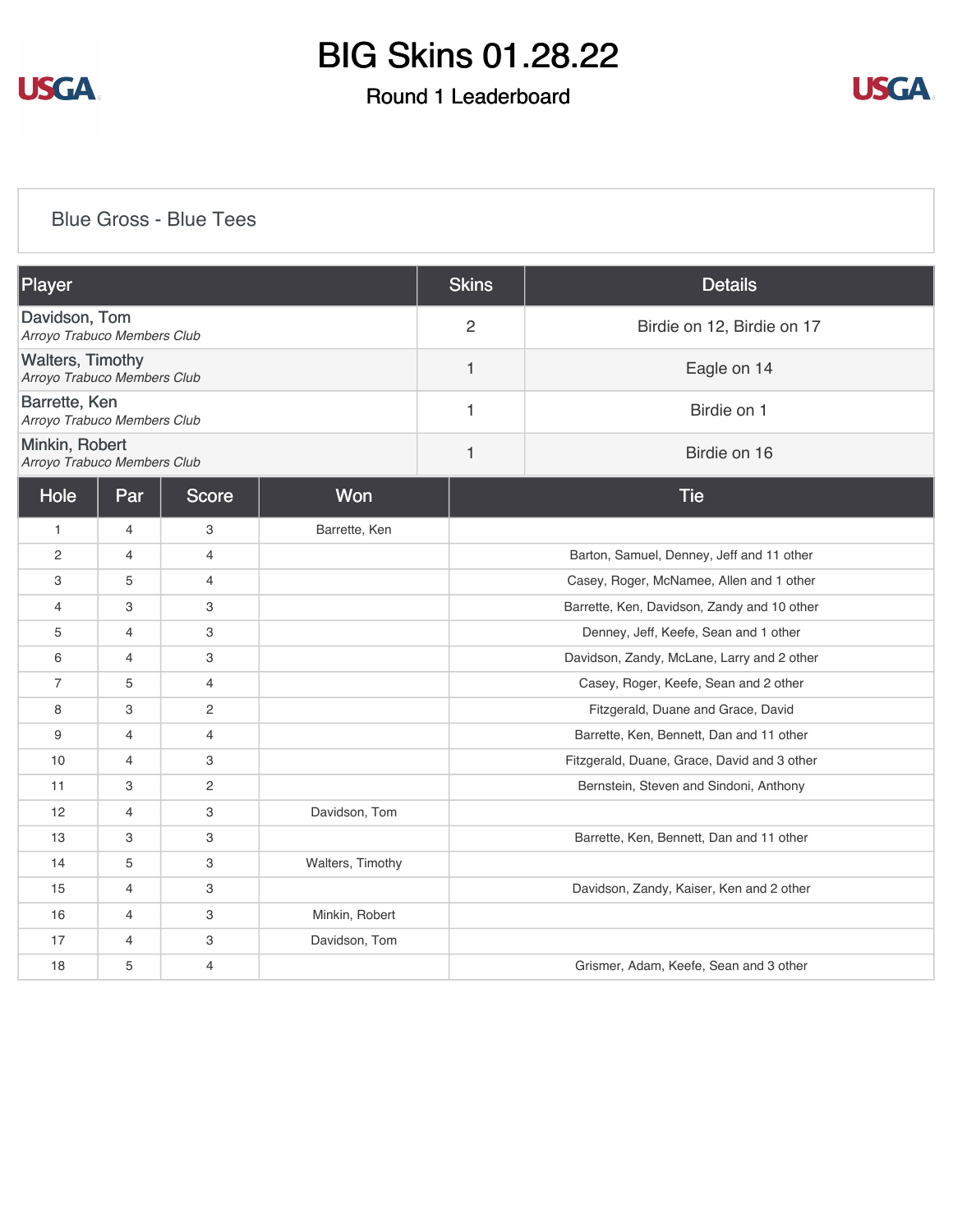# BIG Skins 01.28.22

## Round 1 Leaderboard

### Blue Gross - Blue Tees

| Player | Skins | Details |
|---|---|---|
| Davidson, Tom<br>*Arroyo Trabuco Members Club* | 2 | Birdie on 12, Birdie on 17 |
| Walters, Timothy<br>*Arroyo Trabuco Members Club* | 1 | Eagle on 14 |
| Barrette, Ken<br>*Arroyo Trabuco Members Club* | 1 | Birdie on 1 |
| Minkin, Robert<br>*Arroyo Trabuco Members Club* | 1 | Birdie on 16 |

| Hole | Par | Score | Won | Tie |
|---|---|---|---|---|
| 1 | 4 | 3 | Barrette, Ken | |
| 2 | 4 | 4 | | Barton, Samuel, Denney, Jeff and 11 other |
| 3 | 5 | 4 | | Casey, Roger, McNamee, Allen and 1 other |
| 4 | 3 | 3 | | Barrette, Ken, Davidson, Zandy and 10 other |
| 5 | 4 | 3 | | Denney, Jeff, Keefe, Sean and 1 other |
| 6 | 4 | 3 | | Davidson, Zandy, McLane, Larry and 2 other |
| 7 | 5 | 4 | | Casey, Roger, Keefe, Sean and 2 other |
| 8 | 3 | 2 | | Fitzgerald, Duane and Grace, David |
| 9 | 4 | 4 | | Barrette, Ken, Bennett, Dan and 11 other |
| 10 | 4 | 3 | | Fitzgerald, Duane, Grace, David and 3 other |
| 11 | 3 | 2 | | Bernstein, Steven and Sindoni, Anthony |
| 12 | 4 | 3 | Davidson, Tom | |
| 13 | 3 | 3 | | Barrette, Ken, Bennett, Dan and 11 other |
| 14 | 5 | 3 | Walters, Timothy | |
| 15 | 4 | 3 | | Davidson, Zandy, Kaiser, Ken and 2 other |
| 16 | 4 | 3 | Minkin, Robert | |
| 17 | 4 | 3 | Davidson, Tom | |
| 18 | 5 | 4 | | Grismer, Adam, Keefe, Sean and 3 other |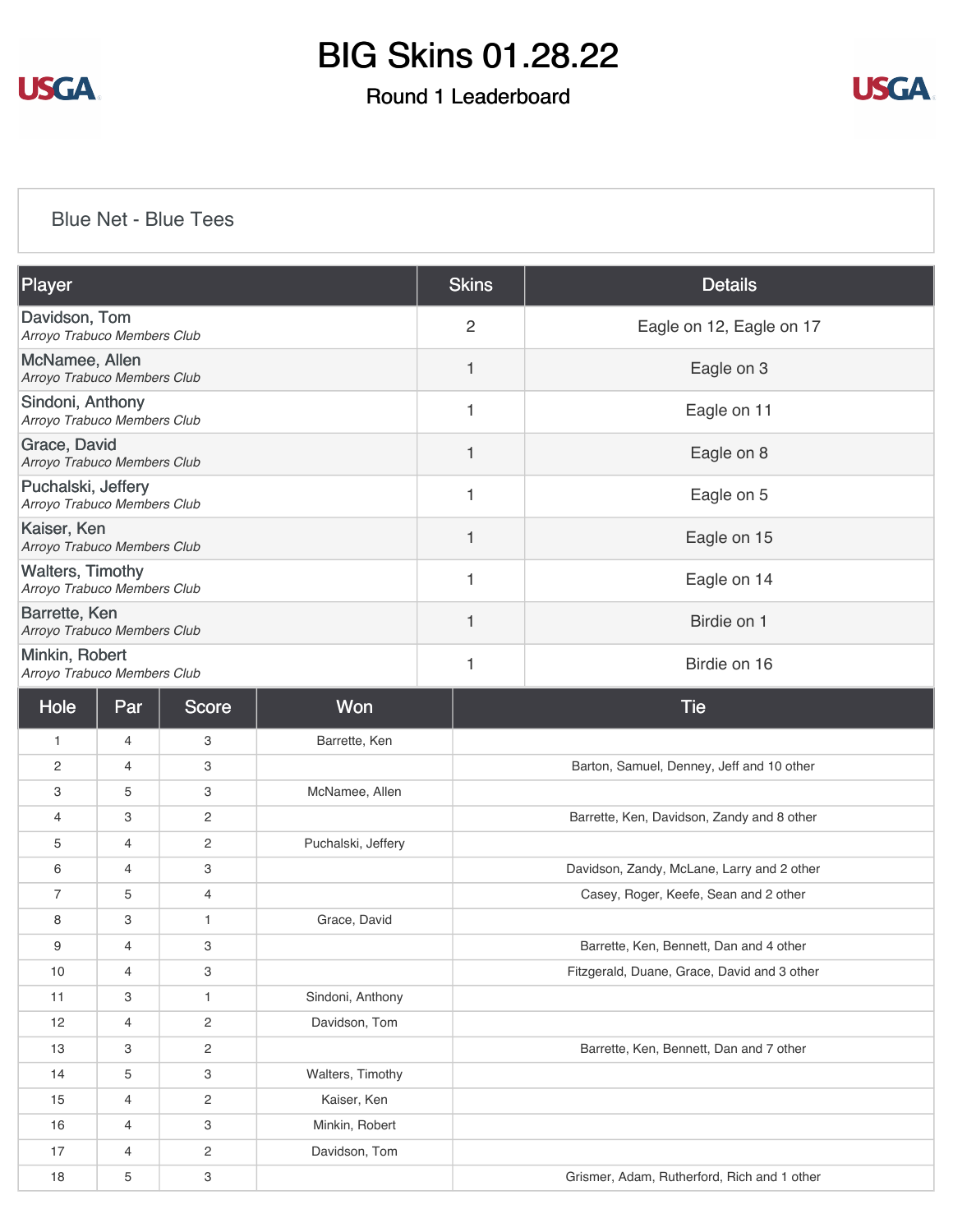# BIG Skins 01.28.22

## Round 1 Leaderboard

### Blue Net - Blue Tees

| Player | Skins | Details |
|---|---|---|
| Davidson, Tom *Arroyo Trabuco Members Club* | 2 | Eagle on 12, Eagle on 17 |
| McNamee, Allen *Arroyo Trabuco Members Club* | 1 | Eagle on 3 |
| Sindoni, Anthony *Arroyo Trabuco Members Club* | 1 | Eagle on 11 |
| Grace, David *Arroyo Trabuco Members Club* | 1 | Eagle on 8 |
| Puchalski, Jeffery *Arroyo Trabuco Members Club* | 1 | Eagle on 5 |
| Kaiser, Ken *Arroyo Trabuco Members Club* | 1 | Eagle on 15 |
| Walters, Timothy *Arroyo Trabuco Members Club* | 1 | Eagle on 14 |
| Barrette, Ken *Arroyo Trabuco Members Club* | 1 | Birdie on 1 |
| Minkin, Robert *Arroyo Trabuco Members Club* | 1 | Birdie on 16 |

| Hole | Par | Score | Won | Tie |
|---|---|---|---|---|
| 1 | 4 | 3 | Barrette, Ken | |
| 2 | 4 | 3 | | Barton, Samuel, Denney, Jeff and 10 other |
| 3 | 5 | 3 | McNamee, Allen | |
| 4 | 3 | 2 | | Barrette, Ken, Davidson, Zandy and 8 other |
| 5 | 4 | 2 | Puchalski, Jeffery | |
| 6 | 4 | 3 | | Davidson, Zandy, McLane, Larry and 2 other |
| 7 | 5 | 4 | | Casey, Roger, Keefe, Sean and 2 other |
| 8 | 3 | 1 | Grace, David | |
| 9 | 4 | 3 | | Barrette, Ken, Bennett, Dan and 4 other |
| 10 | 4 | 3 | | Fitzgerald, Duane, Grace, David and 3 other |
| 11 | 3 | 1 | Sindoni, Anthony | |
| 12 | 4 | 2 | Davidson, Tom | |
| 13 | 3 | 2 | | Barrette, Ken, Bennett, Dan and 7 other |
| 14 | 5 | 3 | Walters, Timothy | |
| 15 | 4 | 2 | Kaiser, Ken | |
| 16 | 4 | 3 | Minkin, Robert | |
| 17 | 4 | 2 | Davidson, Tom | |
| 18 | 5 | 3 | | Grismer, Adam, Rutherford, Rich and 1 other |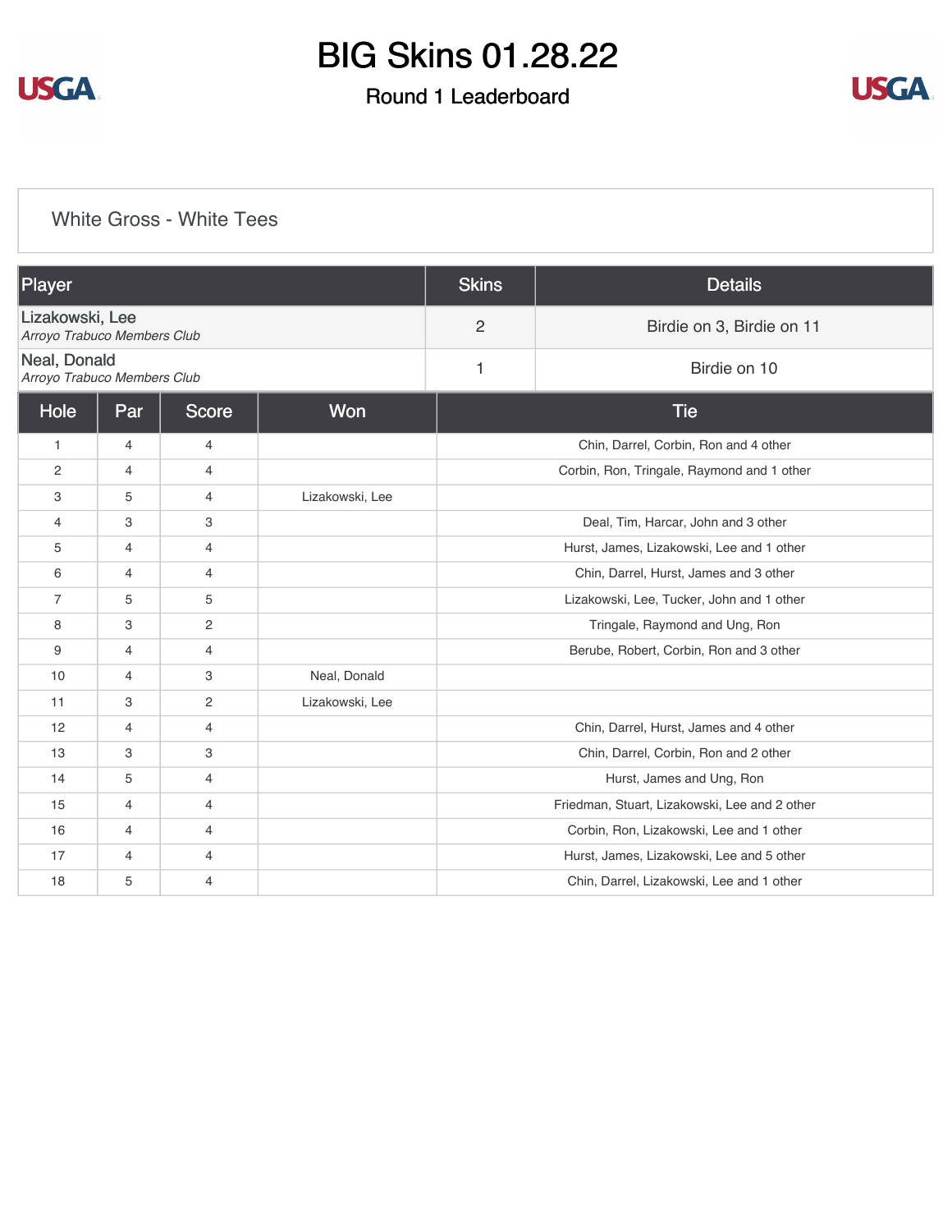# BIG Skins 01.28.22

## Round 1 Leaderboard

### White Gross - White Tees

| Player | Skins | Details |
|---|---|---|
| Lizakowski, Lee<br>*Arroyo Trabuco Members Club* | 2 | Birdie on 3, Birdie on 11 |
| Neal, Donald<br>*Arroyo Trabuco Members Club* | 1 | Birdie on 10 |

| Hole | Par | Score | Won | Tie |
|---|---|---|---|---|
| 1 | 4 | 4 | | Chin, Darrel, Corbin, Ron and 4 other |
| 2 | 4 | 4 | | Corbin, Ron, Tringale, Raymond and 1 other |
| 3 | 5 | 4 | Lizakowski, Lee | |
| 4 | 3 | 3 | | Deal, Tim, Harcar, John and 3 other |
| 5 | 4 | 4 | | Hurst, James, Lizakowski, Lee and 1 other |
| 6 | 4 | 4 | | Chin, Darrel, Hurst, James and 3 other |
| 7 | 5 | 5 | | Lizakowski, Lee, Tucker, John and 1 other |
| 8 | 3 | 2 | | Tringale, Raymond and Ung, Ron |
| 9 | 4 | 4 | | Berube, Robert, Corbin, Ron and 3 other |
| 10 | 4 | 3 | Neal, Donald | |
| 11 | 3 | 2 | Lizakowski, Lee | |
| 12 | 4 | 4 | | Chin, Darrel, Hurst, James and 4 other |
| 13 | 3 | 3 | | Chin, Darrel, Corbin, Ron and 2 other |
| 14 | 5 | 4 | | Hurst, James and Ung, Ron |
| 15 | 4 | 4 | | Friedman, Stuart, Lizakowski, Lee and 2 other |
| 16 | 4 | 4 | | Corbin, Ron, Lizakowski, Lee and 1 other |
| 17 | 4 | 4 | | Hurst, James, Lizakowski, Lee and 5 other |
| 18 | 5 | 4 | | Chin, Darrel, Lizakowski, Lee and 1 other |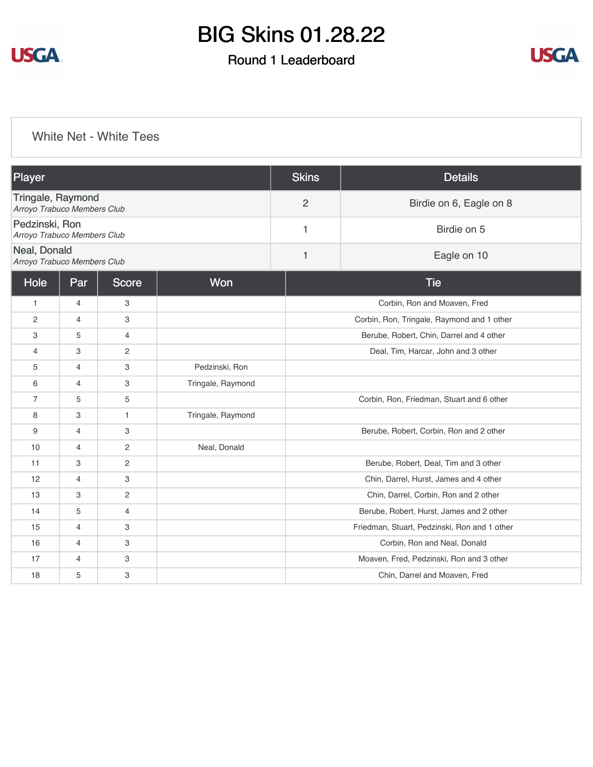# BIG Skins 01.28.22

## Round 1 Leaderboard

White Net - White Tees

| Player | Skins | Details |
|---|---|---|
| Tringale, Raymond<br>*Arroyo Trabuco Members Club* | 2 | Birdie on 6, Eagle on 8 |
| Pedzinski, Ron<br>*Arroyo Trabuco Members Club* | 1 | Birdie on 5 |
| Neal, Donald<br>*Arroyo Trabuco Members Club* | 1 | Eagle on 10 |

| Hole | Par | Score | Won | Tie |
|---|---|---|---|---|
| 1 | 4 | 3 | | Corbin, Ron and Moaven, Fred |
| 2 | 4 | 3 | | Corbin, Ron, Tringale, Raymond and 1 other |
| 3 | 5 | 4 | | Berube, Robert, Chin, Darrel and 4 other |
| 4 | 3 | 2 | | Deal, Tim, Harcar, John and 3 other |
| 5 | 4 | 3 | Pedzinski, Ron | |
| 6 | 4 | 3 | Tringale, Raymond | |
| 7 | 5 | 5 | | Corbin, Ron, Friedman, Stuart and 6 other |
| 8 | 3 | 1 | Tringale, Raymond | |
| 9 | 4 | 3 | | Berube, Robert, Corbin, Ron and 2 other |
| 10 | 4 | 2 | Neal, Donald | |
| 11 | 3 | 2 | | Berube, Robert, Deal, Tim and 3 other |
| 12 | 4 | 3 | | Chin, Darrel, Hurst, James and 4 other |
| 13 | 3 | 2 | | Chin, Darrel, Corbin, Ron and 2 other |
| 14 | 5 | 4 | | Berube, Robert, Hurst, James and 2 other |
| 15 | 4 | 3 | | Friedman, Stuart, Pedzinski, Ron and 1 other |
| 16 | 4 | 3 | | Corbin, Ron and Neal, Donald |
| 17 | 4 | 3 | | Moaven, Fred, Pedzinski, Ron and 3 other |
| 18 | 5 | 3 | | Chin, Darrel and Moaven, Fred |